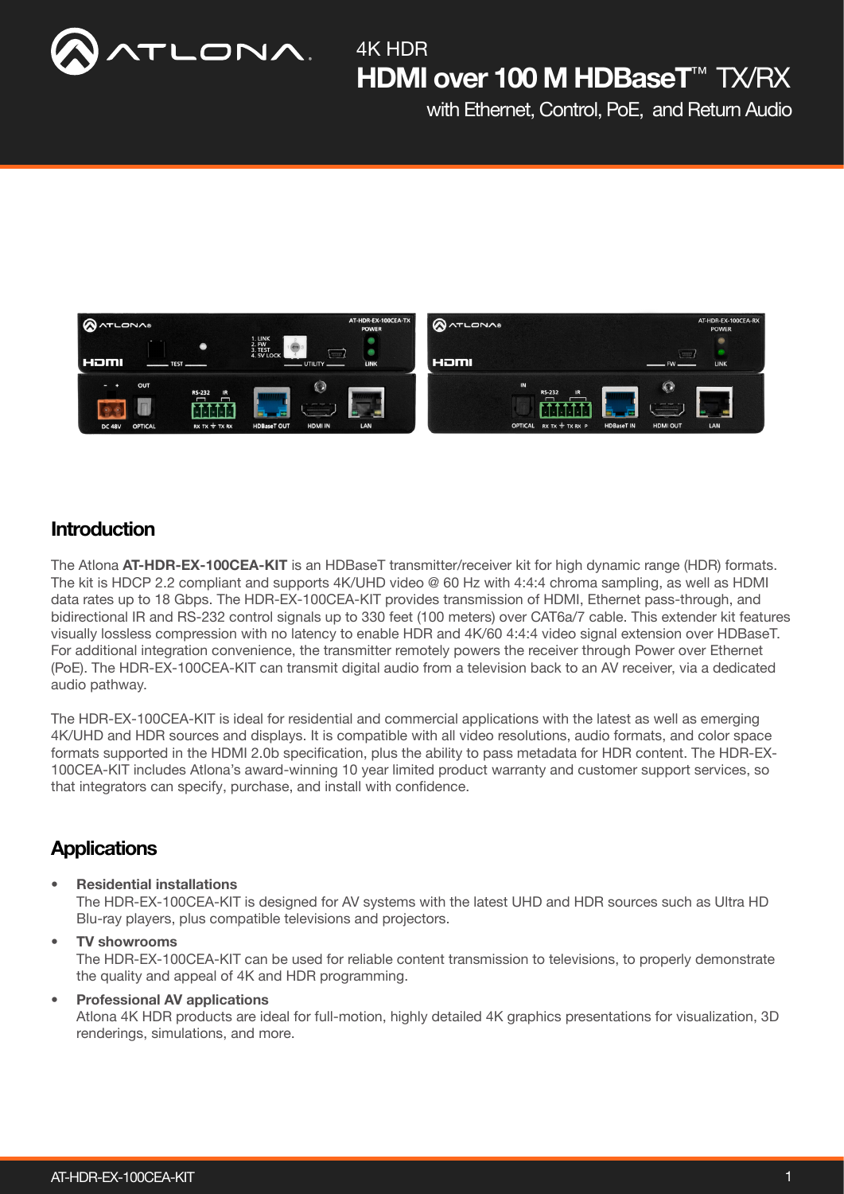# 4K HDR HDMI over 100 M HDBaseT™ TX/RX

with Ethernet, Control, PoE, and Return Audio

## Introduction

The Atlona **AT-HDR-EX-100CEA-KIT** is an HDBaseT transmitter/receiver kit for high dynamic range (HDR) formats. The kit is HDCP 2.2 compliant and supports 4K/UHD video @ 60 Hz with 4:4:4 chroma sampling, as well as HDMI data rates up to 18 Gbps. The HDR-EX-100CEA-KIT provides transmission of HDMI, Ethernet pass-through, and bidirectional IR and RS-232 control signals up to 330 feet (100 meters) over CAT6a/7 cable. This extender kit features visually lossless compression with no latency to enable HDR and 4K/60 4:4:4 video signal extension over HDBaseT. For additional integration convenience, the transmitter remotely powers the receiver through Power over Ethernet (PoE). The HDR-EX-100CEA-KIT can transmit digital audio from a television back to an AV receiver, via a dedicated audio pathway.

The HDR-EX-100CEA-KIT is ideal for residential and commercial applications with the latest as well as emerging 4K/UHD and HDR sources and displays. It is compatible with all video resolutions, audio formats, and color space formats supported in the HDMI 2.0b specification, plus the ability to pass metadata for HDR content. The HDR-EX-100CEA-KIT includes Atlona's award-winning 10 year limited product warranty and customer support services, so that integrators can specify, purchase, and install with confidence.

## Applications

- **Residential installations**
  The HDR-EX-100CEA-KIT is designed for AV systems with the latest UHD and HDR sources such as Ultra HD Blu-ray players, plus compatible televisions and projectors.
- **TV showrooms**
  The HDR-EX-100CEA-KIT can be used for reliable content transmission to televisions, to properly demonstrate the quality and appeal of 4K and HDR programming.
- **Professional AV applications**
  Atlona 4K HDR products are ideal for full-motion, highly detailed 4K graphics presentations for visualization, 3D renderings, simulations, and more.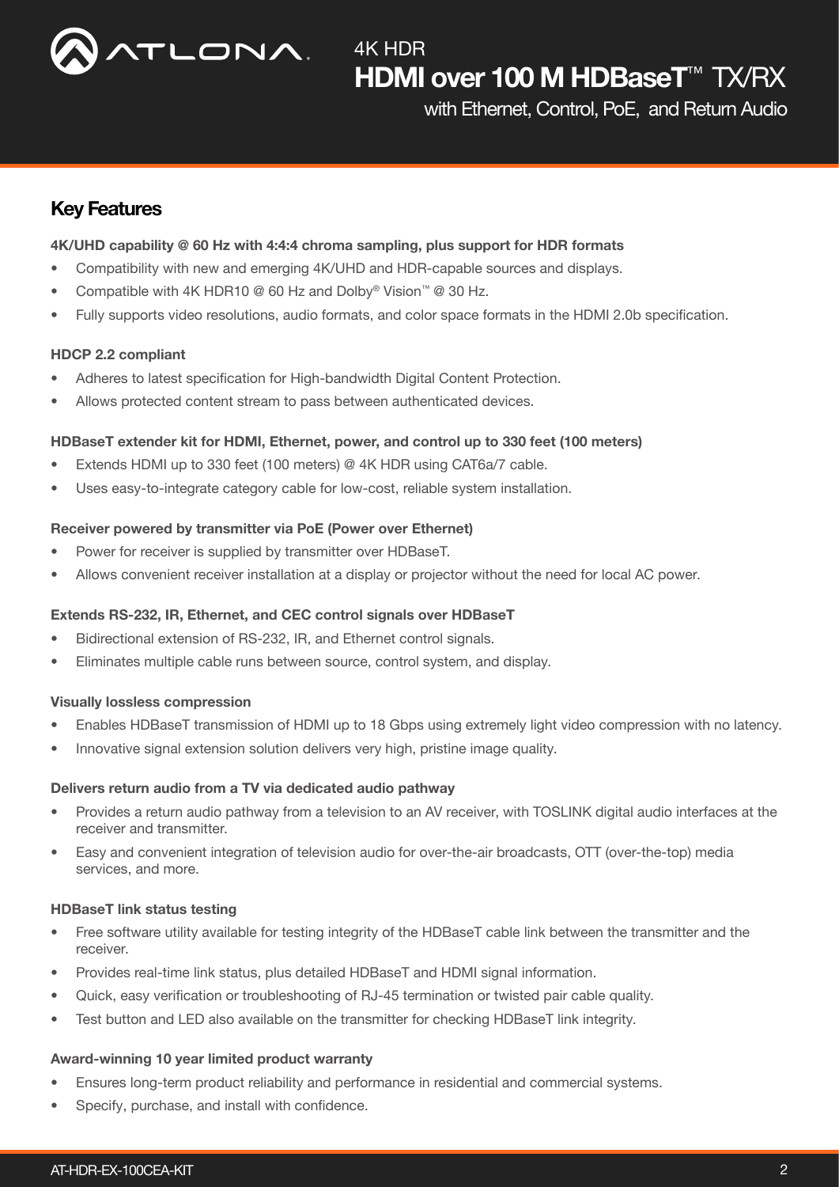## Key Features

**4K/UHD capability @ 60 Hz with 4:4:4 chroma sampling, plus support for HDR formats**

- Compatibility with new and emerging 4K/UHD and HDR-capable sources and displays.
- Compatible with 4K HDR10 @ 60 Hz and Dolby® Vision™ @ 30 Hz.
- Fully supports video resolutions, audio formats, and color space formats in the HDMI 2.0b specification.

**HDCP 2.2 compliant**

- Adheres to latest specification for High-bandwidth Digital Content Protection.
- Allows protected content stream to pass between authenticated devices.

**HDBaseT extender kit for HDMI, Ethernet, power, and control up to 330 feet (100 meters)**

- Extends HDMI up to 330 feet (100 meters) @ 4K HDR using CAT6a/7 cable.
- Uses easy-to-integrate category cable for low-cost, reliable system installation.

**Receiver powered by transmitter via PoE (Power over Ethernet)**

- Power for receiver is supplied by transmitter over HDBaseT.
- Allows convenient receiver installation at a display or projector without the need for local AC power.

**Extends RS-232, IR, Ethernet, and CEC control signals over HDBaseT**

- Bidirectional extension of RS-232, IR, and Ethernet control signals.
- Eliminates multiple cable runs between source, control system, and display.

**Visually lossless compression**

- Enables HDBaseT transmission of HDMI up to 18 Gbps using extremely light video compression with no latency.
- Innovative signal extension solution delivers very high, pristine image quality.

**Delivers return audio from a TV via dedicated audio pathway**

- Provides a return audio pathway from a television to an AV receiver, with TOSLINK digital audio interfaces at the receiver and transmitter.
- Easy and convenient integration of television audio for over-the-air broadcasts, OTT (over-the-top) media services, and more.

**HDBaseT link status testing**

- Free software utility available for testing integrity of the HDBaseT cable link between the transmitter and the receiver.
- Provides real-time link status, plus detailed HDBaseT and HDMI signal information.
- Quick, easy verification or troubleshooting of RJ-45 termination or twisted pair cable quality.
- Test button and LED also available on the transmitter for checking HDBaseT link integrity.

**Award-winning 10 year limited product warranty**

- Ensures long-term product reliability and performance in residential and commercial systems.
- Specify, purchase, and install with confidence.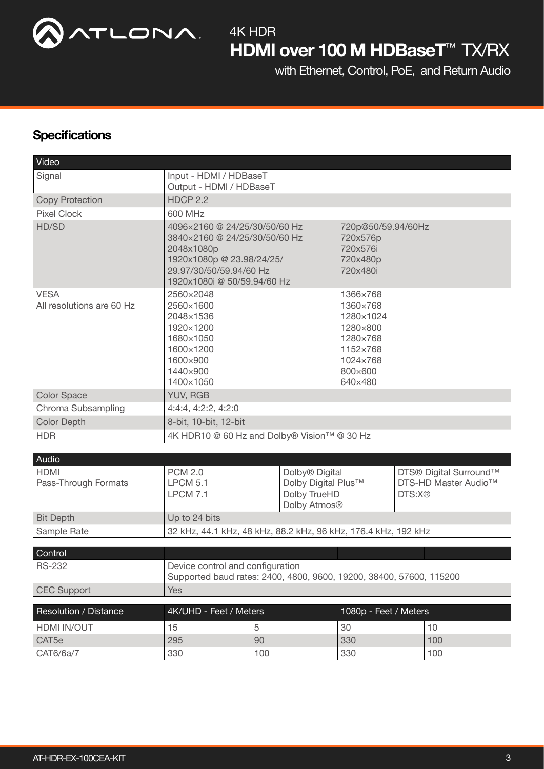## Specifications

| Video | | |
|---|---|---|
| Signal | Input - HDMI / HDBaseT<br>Output - HDMI / HDBaseT | |
| Copy Protection | HDCP 2.2 | |
| Pixel Clock | 600 MHz | |
| HD/SD | 4096×2160 @ 24/25/30/50/60 Hz<br>3840×2160 @ 24/25/30/50/60 Hz<br>2048x1080p<br>1920x1080p @ 23.98/24/25/<br>29.97/30/50/59.94/60 Hz<br>1920x1080i @ 50/59.94/60 Hz | 720p@50/59.94/60Hz<br>720x576p<br>720x576i<br>720x480p<br>720x480i |
| VESA<br>All resolutions are 60 Hz | 2560×2048<br>2560×1600<br>2048×1536<br>1920×1200<br>1680×1050<br>1600×1200<br>1600×900<br>1440×900<br>1400×1050 | 1366×768<br>1360×768<br>1280×1024<br>1280×800<br>1280×768<br>1152×768<br>1024×768<br>800×600<br>640×480 |
| Color Space | YUV, RGB | |
| Chroma Subsampling | 4:4:4, 4:2:2, 4:2:0 | |
| Color Depth | 8-bit, 10-bit, 12-bit | |
| HDR | 4K HDR10 @ 60 Hz and Dolby® Vision™ @ 30 Hz | |

| Audio | | | |
|---|---|---|---|
| HDMI<br>Pass-Through Formats | PCM 2.0<br>LPCM 5.1<br>LPCM 7.1 | Dolby® Digital<br>Dolby Digital Plus™<br>Dolby TrueHD<br>Dolby Atmos® | DTS® Digital Surround™<br>DTS-HD Master Audio™<br>DTS:X® |
| Bit Depth | Up to 24 bits | | |
| Sample Rate | 32 kHz, 44.1 kHz, 48 kHz, 88.2 kHz, 96 kHz, 176.4 kHz, 192 kHz | | |

| Control | |
|---|---|
| RS-232 | Device control and configuration<br>Supported baud rates: 2400, 4800, 9600, 19200, 38400, 57600, 115200 |
| CEC Support | Yes |

| Resolution / Distance | 4K/UHD - Feet / Meters | | 1080p - Feet / Meters | |
|---|---|---|---|---|
| HDMI IN/OUT | 15 | 5 | 30 | 10 |
| CAT5e | 295 | 90 | 330 | 100 |
| CAT6/6a/7 | 330 | 100 | 330 | 100 |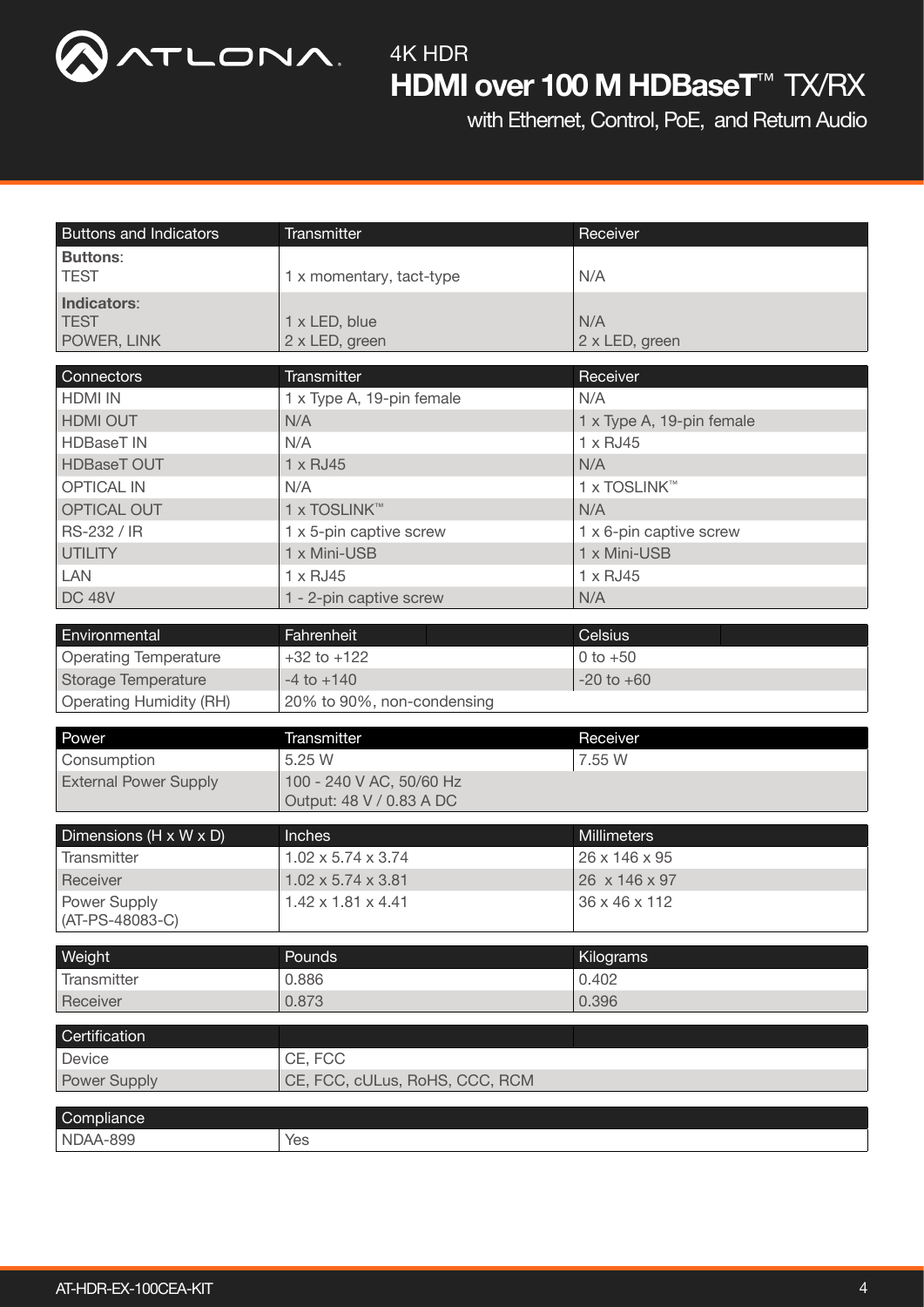| Buttons and Indicators | Transmitter | Receiver |
|---|---|---|
| **Buttons**:<br>TEST | 1 x momentary, tact-type | N/A |
| **Indicators**:<br>TEST<br>POWER, LINK | <br>1 x LED, blue<br>2 x LED, green | <br>N/A<br>2 x LED, green |

| Connectors | Transmitter | Receiver |
|---|---|---|
| HDMI IN | 1 x Type A, 19-pin female | N/A |
| HDMI OUT | N/A | 1 x Type A, 19-pin female |
| HDBaseT IN | N/A | 1 x RJ45 |
| HDBaseT OUT | 1 x RJ45 | N/A |
| OPTICAL IN | N/A | 1 x TOSLINK™ |
| OPTICAL OUT | 1 x TOSLINK™ | N/A |
| RS-232 / IR | 1 x 5-pin captive screw | 1 x 6-pin captive screw |
| UTILITY | 1 x Mini-USB | 1 x Mini-USB |
| LAN | 1 x RJ45 | 1 x RJ45 |
| DC 48V | 1 - 2-pin captive screw | N/A |

| Environmental | Fahrenheit | Celsius |
|---|---|---|
| Operating Temperature | +32 to +122 | 0 to +50 |
| Storage Temperature | -4 to +140 | -20 to +60 |
| Operating Humidity (RH) | 20% to 90%, non-condensing | |

| Power | Transmitter | Receiver |
|---|---|---|
| Consumption | 5.25 W | 7.55 W |
| External Power Supply | 100 - 240 V AC, 50/60 Hz<br>Output: 48 V / 0.83 A DC | |

| Dimensions (H x W x D) | Inches | Millimeters |
|---|---|---|
| Transmitter | 1.02 x 5.74 x 3.74 | 26 x 146 x 95 |
| Receiver | 1.02 x 5.74 x 3.81 | 26 x 146 x 97 |
| Power Supply (AT-PS-48083-C) | 1.42 x 1.81 x 4.41 | 36 x 46 x 112 |

| Weight | Pounds | Kilograms |
|---|---|---|
| Transmitter | 0.886 | 0.402 |
| Receiver | 0.873 | 0.396 |

| Certification | | |
|---|---|---|
| Device | CE, FCC | |
| Power Supply | CE, FCC, cULus, RoHS, CCC, RCM | |

| Compliance | |
|---|---|
| NDAA-899 | Yes |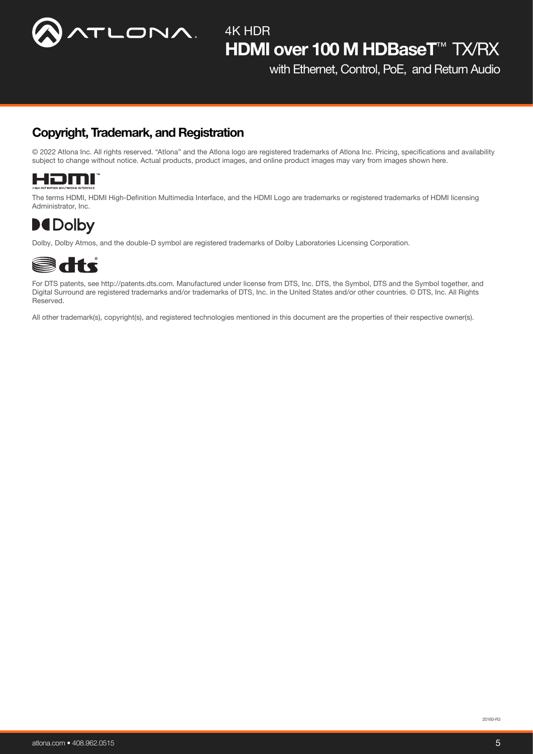## Copyright, Trademark, and Registration

© 2022 Atlona Inc. All rights reserved. "Atlona" and the Atlona logo are registered trademarks of Atlona Inc. Pricing, specifications and availability subject to change without notice. Actual products, product images, and online product images may vary from images shown here.

The terms HDMI, HDMI High-Definition Multimedia Interface, and the HDMI Logo are trademarks or registered trademarks of HDMI licensing Administrator, Inc.

Dolby, Dolby Atmos, and the double-D symbol are registered trademarks of Dolby Laboratories Licensing Corporation.

For DTS patents, see http://patents.dts.com. Manufactured under license from DTS, Inc. DTS, the Symbol, DTS and the Symbol together, and Digital Surround are registered trademarks and/or trademarks of DTS, Inc. in the United States and/or other countries. © DTS, Inc. All Rights Reserved.

All other trademark(s), copyright(s), and registered technologies mentioned in this document are the properties of their respective owner(s).

20160-R3